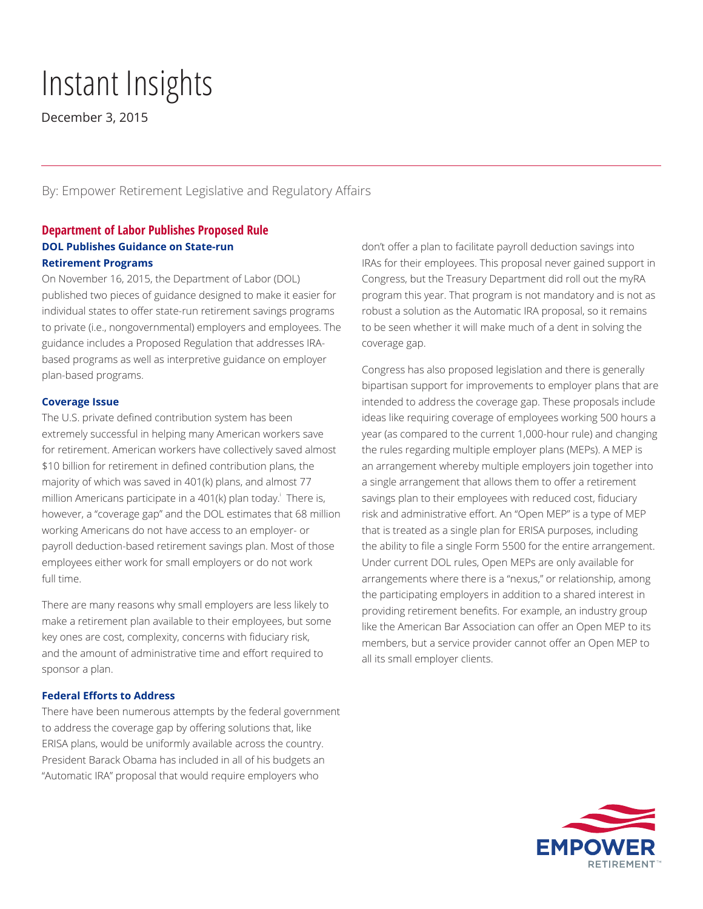# Instant Insights

December 3, 2015

By: Empower Retirement Legislative and Regulatory Affairs

## Department of Labor Publishes Proposed Rule

### DOL Publishes Guidance on State-run Retirement Programs

On November 16, 2015, the Department of Labor (DOL) published two pieces of guidance designed to make it easier for individual states to offer state-run retirement savings programs to private (i.e., nongovernmental) employers and employees. The guidance includes a Proposed Regulation that addresses IRA-based programs as well as interpretive guidance on employer plan-based programs.

### Coverage Issue

The U.S. private defined contribution system has been extremely successful in helping many American workers save for retirement. American workers have collectively saved almost $10 billion for retirement in defined contribution plans, the majority of which was saved in 401(k) plans, and almost 77 million Americans participate in a 401(k) plan today.[i] There is, however, a "coverage gap" and the DOL estimates that 68 million working Americans do not have access to an employer- or payroll deduction-based retirement savings plan. Most of those employees either work for small employers or do not work full time.

There are many reasons why small employers are less likely to make a retirement plan available to their employees, but some key ones are cost, complexity, concerns with fiduciary risk, and the amount of administrative time and effort required to sponsor a plan.

### Federal Efforts to Address

There have been numerous attempts by the federal government to address the coverage gap by offering solutions that, like ERISA plans, would be uniformly available across the country. President Barack Obama has included in all of his budgets an "Automatic IRA" proposal that would require employers who don't offer a plan to facilitate payroll deduction savings into IRAs for their employees. This proposal never gained support in Congress, but the Treasury Department did roll out the myRA program this year. That program is not mandatory and is not as robust a solution as the Automatic IRA proposal, so it remains to be seen whether it will make much of a dent in solving the coverage gap.

Congress has also proposed legislation and there is generally bipartisan support for improvements to employer plans that are intended to address the coverage gap. These proposals include ideas like requiring coverage of employees working 500 hours a year (as compared to the current 1,000-hour rule) and changing the rules regarding multiple employer plans (MEPs). A MEP is an arrangement whereby multiple employers join together into a single arrangement that allows them to offer a retirement savings plan to their employees with reduced cost, fiduciary risk and administrative effort. An "Open MEP" is a type of MEP that is treated as a single plan for ERISA purposes, including the ability to file a single Form 5500 for the entire arrangement. Under current DOL rules, Open MEPs are only available for arrangements where there is a "nexus," or relationship, among the participating employers in addition to a shared interest in providing retirement benefits. For example, an industry group like the American Bar Association can offer an Open MEP to its members, but a service provider cannot offer an Open MEP to all its small employer clients.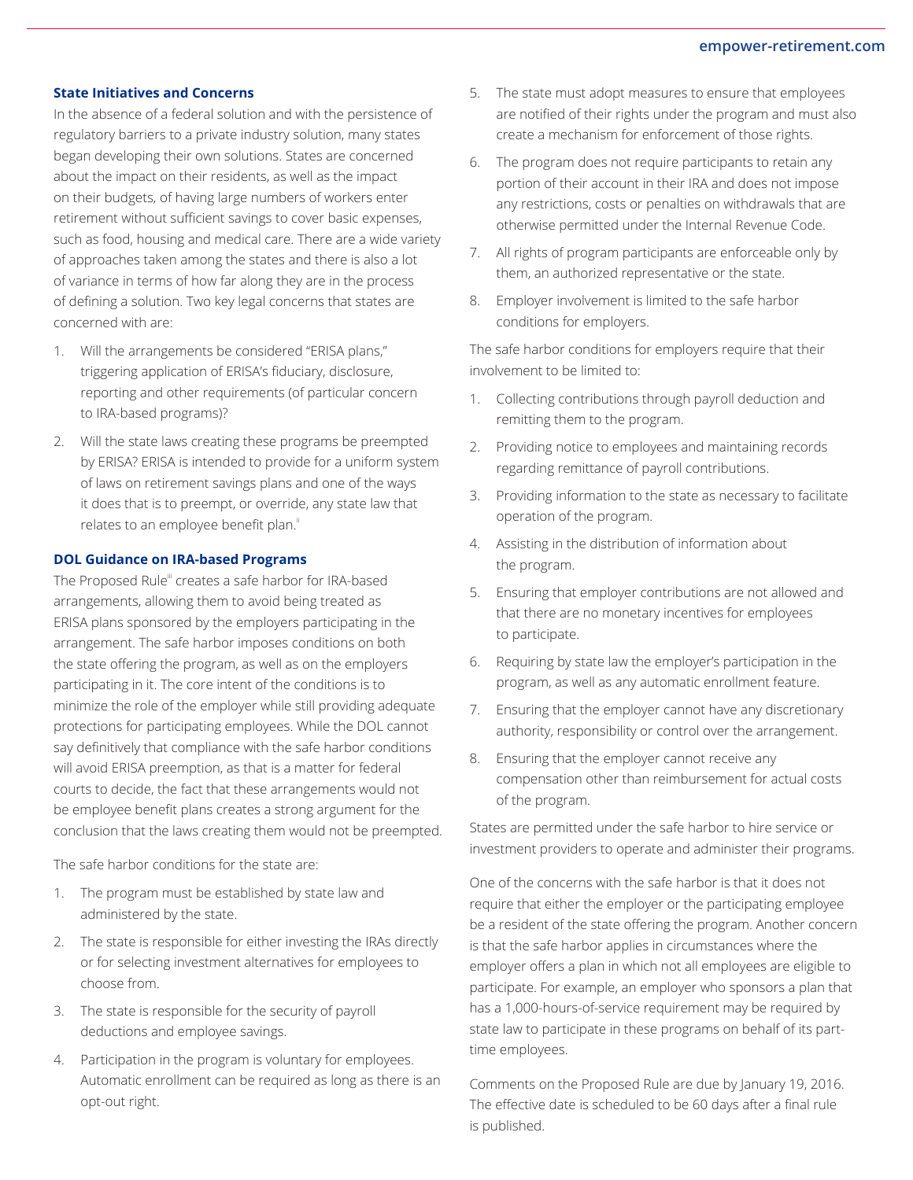### State Initiatives and Concerns

In the absence of a federal solution and with the persistence of regulatory barriers to a private industry solution, many states began developing their own solutions. States are concerned about the impact on their residents, as well as the impact on their budgets, of having large numbers of workers enter retirement without sufficient savings to cover basic expenses, such as food, housing and medical care. There are a wide variety of approaches taken among the states and there is also a lot of variance in terms of how far along they are in the process of defining a solution. Two key legal concerns that states are concerned with are:

1. Will the arrangements be considered "ERISA plans," triggering application of ERISA's fiduciary, disclosure, reporting and other requirements (of particular concern to IRA-based programs)?
2. Will the state laws creating these programs be preempted by ERISA? ERISA is intended to provide for a uniform system of laws on retirement savings plans and one of the ways it does that is to preempt, or override, any state law that relates to an employee benefit plan.[ii]

### DOL Guidance on IRA-based Programs

The Proposed Rule[iii] creates a safe harbor for IRA-based arrangements, allowing them to avoid being treated as ERISA plans sponsored by the employers participating in the arrangement. The safe harbor imposes conditions on both the state offering the program, as well as on the employers participating in it. The core intent of the conditions is to minimize the role of the employer while still providing adequate protections for participating employees. While the DOL cannot say definitively that compliance with the safe harbor conditions will avoid ERISA preemption, as that is a matter for federal courts to decide, the fact that these arrangements would not be employee benefit plans creates a strong argument for the conclusion that the laws creating them would not be preempted.

The safe harbor conditions for the state are:

1. The program must be established by state law and administered by the state.
2. The state is responsible for either investing the IRAs directly or for selecting investment alternatives for employees to choose from.
3. The state is responsible for the security of payroll deductions and employee savings.
4. Participation in the program is voluntary for employees. Automatic enrollment can be required as long as there is an opt-out right.
5. The state must adopt measures to ensure that employees are notified of their rights under the program and must also create a mechanism for enforcement of those rights.
6. The program does not require participants to retain any portion of their account in their IRA and does not impose any restrictions, costs or penalties on withdrawals that are otherwise permitted under the Internal Revenue Code.
7. All rights of program participants are enforceable only by them, an authorized representative or the state.
8. Employer involvement is limited to the safe harbor conditions for employers.

The safe harbor conditions for employers require that their involvement to be limited to:

1. Collecting contributions through payroll deduction and remitting them to the program.
2. Providing notice to employees and maintaining records regarding remittance of payroll contributions.
3. Providing information to the state as necessary to facilitate operation of the program.
4. Assisting in the distribution of information about the program.
5. Ensuring that employer contributions are not allowed and that there are no monetary incentives for employees to participate.
6. Requiring by state law the employer's participation in the program, as well as any automatic enrollment feature.
7. Ensuring that the employer cannot have any discretionary authority, responsibility or control over the arrangement.
8. Ensuring that the employer cannot receive any compensation other than reimbursement for actual costs of the program.

States are permitted under the safe harbor to hire service or investment providers to operate and administer their programs.

One of the concerns with the safe harbor is that it does not require that either the employer or the participating employee be a resident of the state offering the program. Another concern is that the safe harbor applies in circumstances where the employer offers a plan in which not all employees are eligible to participate. For example, an employer who sponsors a plan that has a 1,000-hours-of-service requirement may be required by state law to participate in these programs on behalf of its part-time employees.

Comments on the Proposed Rule are due by January 19, 2016. The effective date is scheduled to be 60 days after a final rule is published.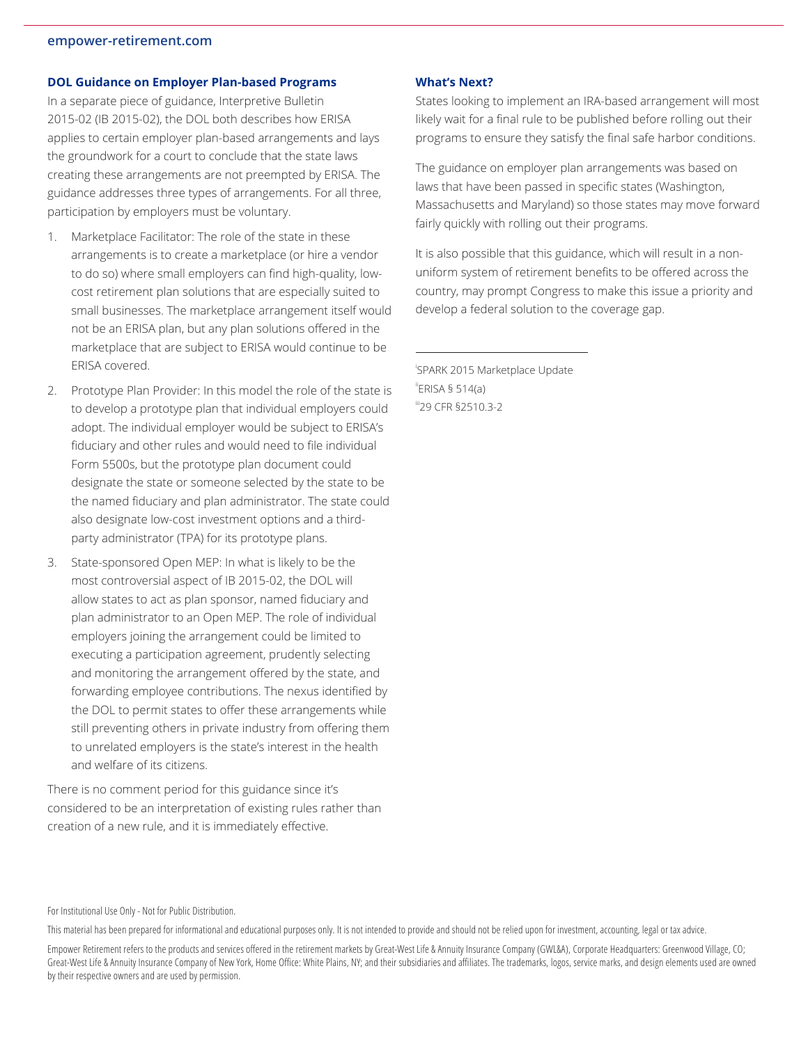### DOL Guidance on Employer Plan-based Programs

In a separate piece of guidance, Interpretive Bulletin 2015-02 (IB 2015-02), the DOL both describes how ERISA applies to certain employer plan-based arrangements and lays the groundwork for a court to conclude that the state laws creating these arrangements are not preempted by ERISA. The guidance addresses three types of arrangements. For all three, participation by employers must be voluntary.

1. Marketplace Facilitator: The role of the state in these arrangements is to create a marketplace (or hire a vendor to do so) where small employers can find high-quality, low-cost retirement plan solutions that are especially suited to small businesses. The marketplace arrangement itself would not be an ERISA plan, but any plan solutions offered in the marketplace that are subject to ERISA would continue to be ERISA covered.
2. Prototype Plan Provider: In this model the role of the state is to develop a prototype plan that individual employers could adopt. The individual employer would be subject to ERISA's fiduciary and other rules and would need to file individual Form 5500s, but the prototype plan document could designate the state or someone selected by the state to be the named fiduciary and plan administrator. The state could also designate low-cost investment options and a third-party administrator (TPA) for its prototype plans.
3. State-sponsored Open MEP: In what is likely to be the most controversial aspect of IB 2015-02, the DOL will allow states to act as plan sponsor, named fiduciary and plan administrator to an Open MEP. The role of individual employers joining the arrangement could be limited to executing a participation agreement, prudently selecting and monitoring the arrangement offered by the state, and forwarding employee contributions. The nexus identified by the DOL to permit states to offer these arrangements while still preventing others in private industry from offering them to unrelated employers is the state's interest in the health and welfare of its citizens.

There is no comment period for this guidance since it's considered to be an interpretation of existing rules rather than creation of a new rule, and it is immediately effective.

### What's Next?

States looking to implement an IRA-based arrangement will most likely wait for a final rule to be published before rolling out their programs to ensure they satisfy the final safe harbor conditions.

The guidance on employer plan arrangements was based on laws that have been passed in specific states (Washington, Massachusetts and Maryland) so those states may move forward fairly quickly with rolling out their programs.

It is also possible that this guidance, which will result in a non-uniform system of retirement benefits to be offered across the country, may prompt Congress to make this issue a priority and develop a federal solution to the coverage gap.

---

[i] SPARK 2015 Marketplace Update
[ii] ERISA § 514(a)
[iii] 29 CFR §2510.3-2

For Institutional Use Only - Not for Public Distribution.

This material has been prepared for informational and educational purposes only. It is not intended to provide and should not be relied upon for investment, accounting, legal or tax advice.

Empower Retirement refers to the products and services offered in the retirement markets by Great-West Life & Annuity Insurance Company (GWL&A), Corporate Headquarters: Greenwood Village, CO; Great-West Life & Annuity Insurance Company of New York, Home Office: White Plains, NY; and their subsidiaries and affiliates. The trademarks, logos, service marks, and design elements used are owned by their respective owners and are used by permission.